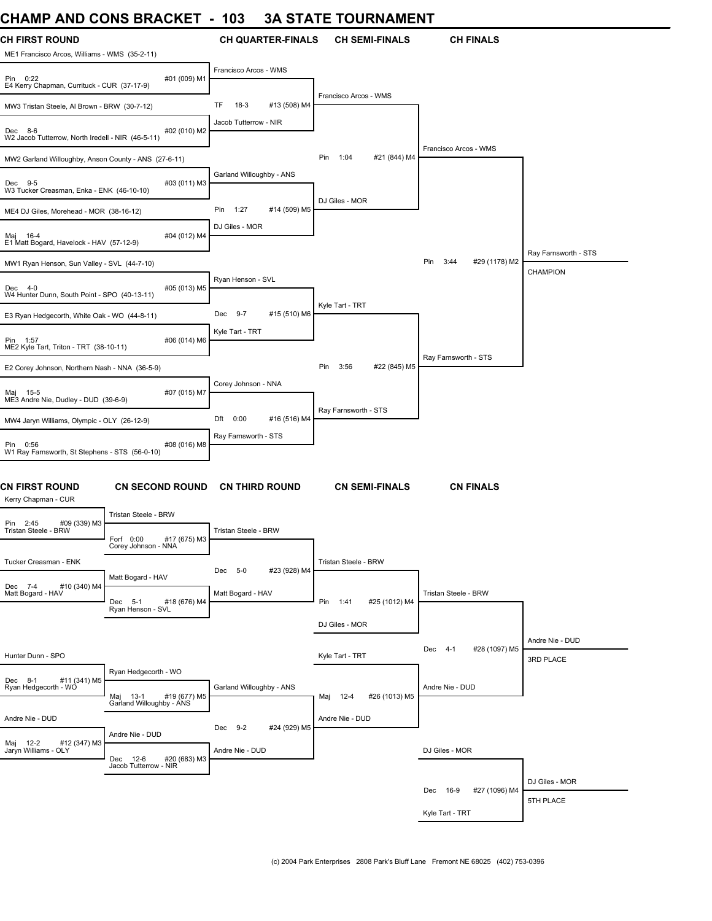# CHAMP AND CONS BRACKET - 103 3A STATE TOURNAMENT

## CH FIRST ROUND

| Bout | Wrestler 1 | Wrestler 2 | Result |
|---|---|---|---|
| #01 (009) M1 | ME1 Francisco Arcos, Williams - WMS (35-2-11) | E4 Kerry Chapman, Currituck - CUR (37-17-9) | Pin 0:22 |
| #02 (010) M2 | MW3 Tristan Steele, Al Brown - BRW (30-7-12) | W2 Jacob Tutterrow, North Iredell - NIR (46-5-11) | Dec 8-6 |
| #03 (011) M3 | MW2 Garland Willoughby, Anson County - ANS (27-6-11) | W3 Tucker Creasman, Enka - ENK (46-10-10) | Dec 9-5 |
| #04 (012) M4 | ME4 DJ Giles, Morehead - MOR (38-16-12) | E1 Matt Bogard, Havelock - HAV (57-12-9) | Maj 16-4 |
| #05 (013) M5 | MW1 Ryan Henson, Sun Valley - SVL (44-7-10) | W4 Hunter Dunn, South Point - SPO (40-13-11) | Dec 4-0 |
| #06 (014) M6 | E3 Ryan Hedgecorth, White Oak - WO (44-8-11) | ME2 Kyle Tart, Triton - TRT (38-10-11) | Pin 1:57 |
| #07 (015) M7 | E2 Corey Johnson, Northern Nash - NNA (36-5-9) | ME3 Andre Nie, Dudley - DUD (39-6-9) | Maj 15-5 |
| #08 (016) M8 | MW4 Jaryn Williams, Olympic - OLY (26-12-9) | W1 Ray Farnsworth, St Stephens - STS (56-0-10) | Pin 0:56 |

## CH QUARTER-FINALS

| Bout | Wrestler 1 | Wrestler 2 | Result |
|---|---|---|---|
| #13 (508) M4 | Francisco Arcos - WMS | Jacob Tutterrow - NIR | TF 18-3 |
| #14 (509) M5 | Garland Willoughby - ANS | DJ Giles - MOR | Pin 1:27 |
| #15 (510) M6 | Ryan Henson - SVL | Kyle Tart - TRT | Dec 9-7 |
| #16 (516) M4 | Corey Johnson - NNA | Ray Farnsworth - STS | Dft 0:00 |

## CH SEMI-FINALS

| Bout | Wrestler 1 | Wrestler 2 | Result |
|---|---|---|---|
| #21 (844) M4 | Francisco Arcos - WMS | DJ Giles - MOR | Pin 1:04 |
| #22 (845) M5 | Kyle Tart - TRT | Ray Farnsworth - STS | Pin 3:56 |

## CH FINALS

| Bout | Wrestler 1 | Wrestler 2 | Result |
|---|---|---|---|
| #29 (1178) M2 | Francisco Arcos - WMS | Ray Farnsworth - STS | Pin 3:44 |

**CHAMPION:** Ray Farnsworth - STS

## CN FIRST ROUND

| Bout | Wrestler 1 | Wrestler 2 | Result |
|---|---|---|---|
| #09 (339) M3 | Kerry Chapman - CUR | Tristan Steele - BRW | Pin 2:45 |
| #10 (340) M4 | Tucker Creasman - ENK | Matt Bogard - HAV | Dec 7-4 |
| #11 (341) M5 | Hunter Dunn - SPO | Ryan Hedgecorth - WO | Dec 8-1 |
| #12 (347) M3 | Andre Nie - DUD | Jaryn Williams - OLY | Maj 12-2 |

## CN SECOND ROUND

| Bout | Wrestler 1 | Wrestler 2 | Result |
|---|---|---|---|
| #17 (675) M3 | Tristan Steele - BRW | Corey Johnson - NNA | Forf 0:00 |
| #18 (676) M4 | Matt Bogard - HAV | Ryan Henson - SVL | Dec 5-1 |
| #19 (677) M5 | Ryan Hedgecorth - WO | Garland Willoughby - ANS | Maj 13-1 |
| #20 (683) M3 | Andre Nie - DUD | Jacob Tutterrow - NIR | Dec 12-6 |

## CN THIRD ROUND

| Bout | Wrestler 1 | Wrestler 2 | Result |
|---|---|---|---|
| #23 (928) M4 | Tristan Steele - BRW | Matt Bogard - HAV | Dec 5-0 |
| #24 (929) M5 | Garland Willoughby - ANS | Andre Nie - DUD | Dec 9-2 |

## CN SEMI-FINALS

| Bout | Wrestler 1 | Wrestler 2 | Result |
|---|---|---|---|
| #25 (1012) M4 | Tristan Steele - BRW | DJ Giles - MOR | Pin 1:41 |
| #26 (1013) M5 | Kyle Tart - TRT | Andre Nie - DUD | Maj 12-4 |

## CN FINALS

| Bout | Wrestler 1 | Wrestler 2 | Result |
|---|---|---|---|
| #28 (1097) M5 | Tristan Steele - BRW | Andre Nie - DUD | Dec 4-1 |
| #27 (1096) M4 | DJ Giles - MOR | Kyle Tart - TRT | Dec 16-9 |

**3RD PLACE:** Andre Nie - DUD

**5TH PLACE:** DJ Giles - MOR

(c) 2004 Park Enterprises 2808 Park's Bluff Lane Fremont NE 68025 (402) 753-0396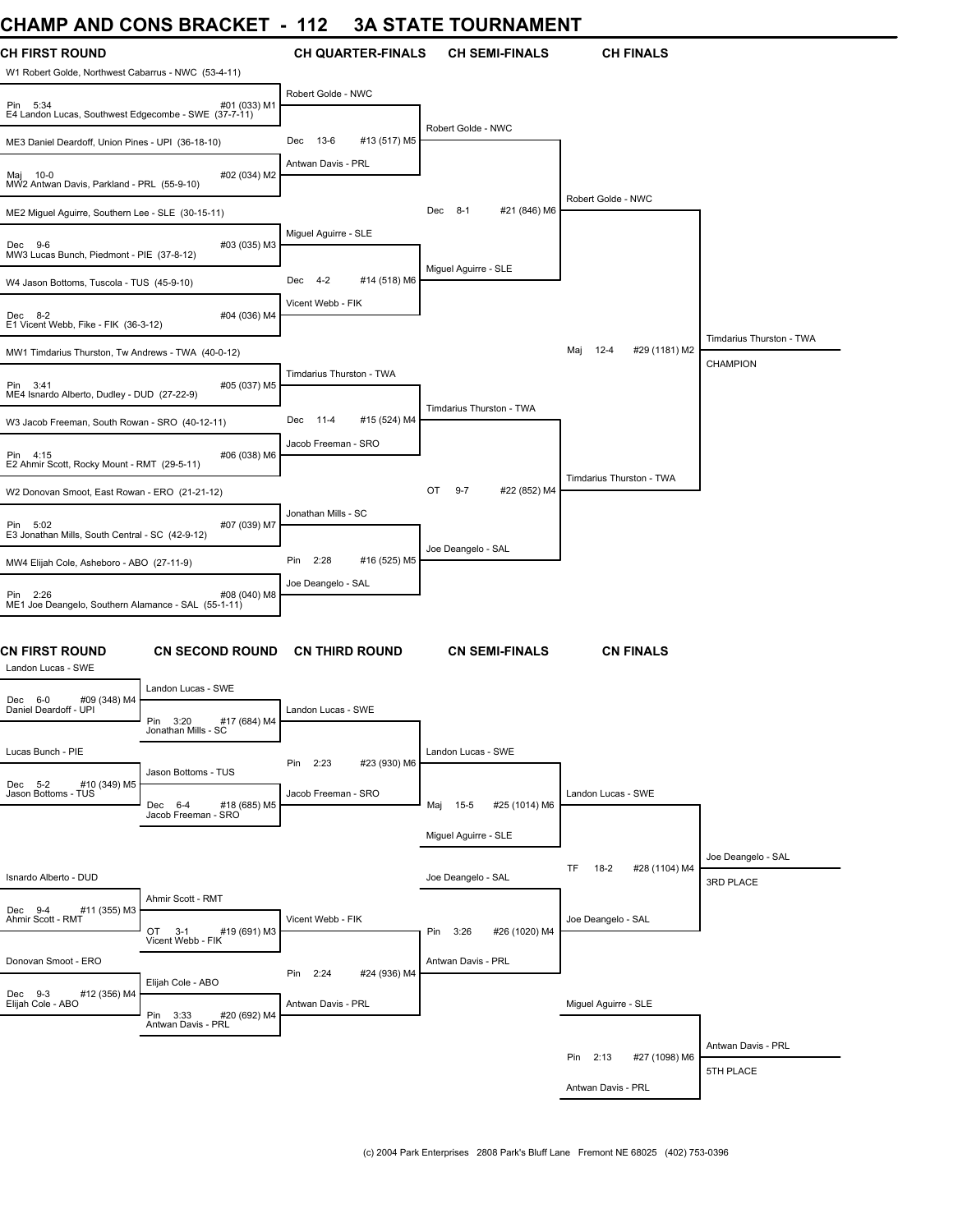# CHAMP AND CONS BRACKET - 112 3A STATE TOURNAMENT

## CH FIRST ROUND

| Wrestlers | Result | Bout |
|---|---|---|
| W1 Robert Golde, Northwest Cabarrus - NWC (53-4-11) vs E4 Landon Lucas, Southwest Edgecombe - SWE (37-7-11) | Pin 5:34 | #01 (033) M1 |
| ME3 Daniel Deardoff, Union Pines - UPI (36-18-10) vs MW2 Antwan Davis, Parkland - PRL (55-9-10) | Maj 10-0 | #02 (034) M2 |
| ME2 Miguel Aguirre, Southern Lee - SLE (30-15-11) vs MW3 Lucas Bunch, Piedmont - PIE (37-8-12) | Dec 9-6 | #03 (035) M3 |
| W4 Jason Bottoms, Tuscola - TUS (45-9-10) vs E1 Vicent Webb, Fike - FIK (36-3-12) | Dec 8-2 | #04 (036) M4 |
| MW1 Timdarius Thurston, Tw Andrews - TWA (40-0-12) vs ME4 Isnardo Alberto, Dudley - DUD (27-22-9) | Pin 3:41 | #05 (037) M5 |
| W3 Jacob Freeman, South Rowan - SRO (40-12-11) vs E2 Ahmir Scott, Rocky Mount - RMT (29-5-11) | Pin 4:15 | #06 (038) M6 |
| W2 Donovan Smoot, East Rowan - ERO (21-21-12) vs E3 Jonathan Mills, South Central - SC (42-9-12) | Pin 5:02 | #07 (039) M7 |
| MW4 Elijah Cole, Asheboro - ABO (27-11-9) vs ME1 Joe Deangelo, Southern Alamance - SAL (55-1-11) | Pin 2:26 | #08 (040) M8 |

## CH QUARTER-FINALS

| Winner | Result | Bout |
|---|---|---|
| Robert Golde - NWC vs Antwan Davis - PRL | Dec 13-6 | #13 (517) M5 |
| Miguel Aguirre - SLE vs Vicent Webb - FIK | Dec 4-2 | #14 (518) M6 |
| Timdarius Thurston - TWA vs Jacob Freeman - SRO | Dec 11-4 | #15 (524) M4 |
| Jonathan Mills - SC vs Joe Deangelo - SAL | Pin 2:28 | #16 (525) M5 |

## CH SEMI-FINALS

| Wrestlers | Result | Bout |
|---|---|---|
| Robert Golde - NWC vs Miguel Aguirre - SLE | Dec 8-1 | #21 (846) M6 |
| Timdarius Thurston - TWA vs Joe Deangelo - SAL | OT 9-7 | #22 (852) M4 |

## CH FINALS

| Wrestlers | Result | Bout |
|---|---|---|
| Robert Golde - NWC vs Timdarius Thurston - TWA | Maj 12-4 | #29 (1181) M2 |

**CHAMPION:** Timdarius Thurston - TWA

## CN FIRST ROUND

| Wrestlers | Result | Bout |
|---|---|---|
| Landon Lucas - SWE vs Daniel Deardoff - UPI | Dec 6-0 | #09 (348) M4 |
| Lucas Bunch - PIE vs Jason Bottoms - TUS | Dec 5-2 | #10 (349) M5 |
| Isnardo Alberto - DUD vs Ahmir Scott - RMT | Dec 9-4 | #11 (355) M3 |
| Donovan Smoot - ERO vs Elijah Cole - ABO | Dec 9-3 | #12 (356) M4 |

## CN SECOND ROUND

| Wrestlers | Result | Bout |
|---|---|---|
| Landon Lucas - SWE vs Jonathan Mills - SC | Pin 3:20 | #17 (684) M4 |
| Jason Bottoms - TUS vs Jacob Freeman - SRO | Dec 6-4 | #18 (685) M5 |
| Ahmir Scott - RMT vs Vicent Webb - FIK | OT 3-1 | #19 (691) M3 |
| Elijah Cole - ABO vs Antwan Davis - PRL | Pin 3:33 | #20 (692) M4 |

## CN THIRD ROUND

| Wrestlers | Result | Bout |
|---|---|---|
| Landon Lucas - SWE vs Jacob Freeman - SRO | Pin 2:23 | #23 (930) M6 |
| Vicent Webb - FIK vs Antwan Davis - PRL | Pin 2:24 | #24 (936) M4 |

## CN SEMI-FINALS

| Wrestlers | Result | Bout |
|---|---|---|
| Landon Lucas - SWE vs Miguel Aguirre - SLE | Maj 15-5 | #25 (1014) M6 |
| Joe Deangelo - SAL vs Antwan Davis - PRL | Pin 3:26 | #26 (1020) M4 |

## CN FINALS

| Wrestlers | Result | Bout |
|---|---|---|
| Landon Lucas - SWE vs Joe Deangelo - SAL | TF 18-2 | #28 (1104) M4 |
| Miguel Aguirre - SLE vs Antwan Davis - PRL | Pin 2:13 | #27 (1098) M6 |

**3RD PLACE:** Joe Deangelo - SAL

**5TH PLACE:** Antwan Davis - PRL

(c) 2004 Park Enterprises 2808 Park's Bluff Lane Fremont NE 68025 (402) 753-0396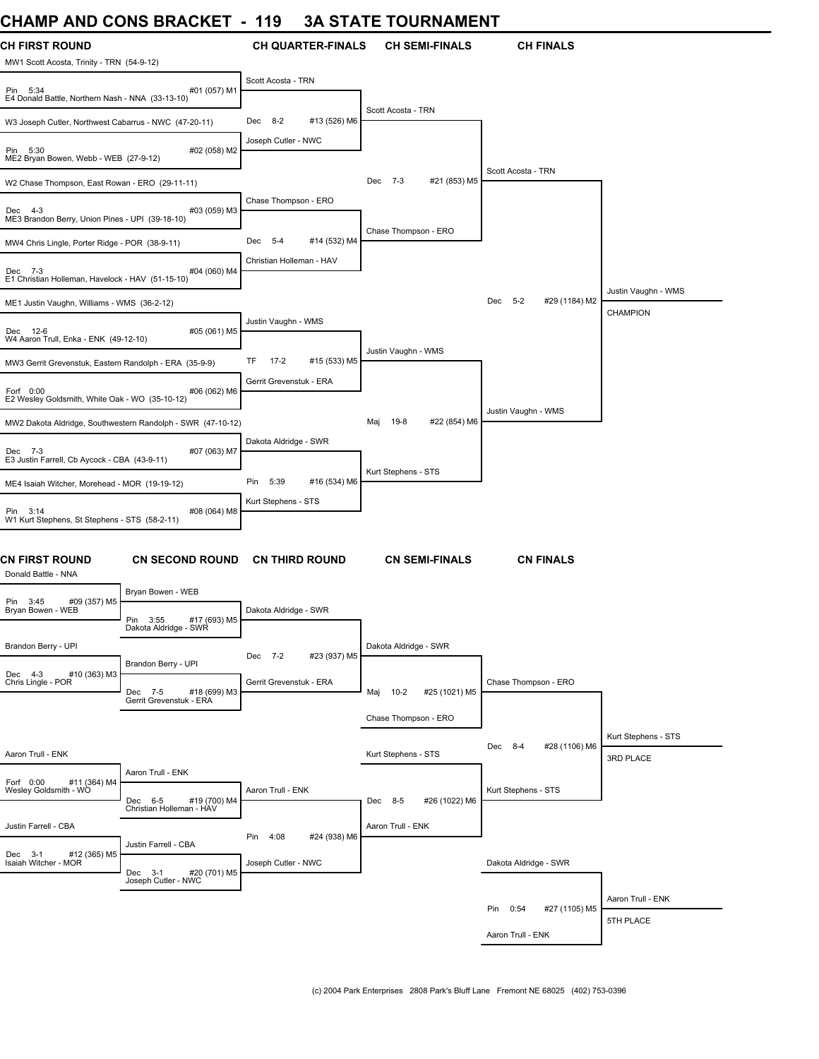# CHAMP AND CONS BRACKET - 119 3A STATE TOURNAMENT

## CH FIRST ROUND

MW1 Scott Acosta, Trinity - TRN (54-9-12)
Pin 5:34 #01 (057) M1
E4 Donald Battle, Northern Nash - NNA (33-13-10)

W3 Joseph Cutler, Northwest Cabarrus - NWC (47-20-11)
Pin 5:30 #02 (058) M2
ME2 Bryan Bowen, Webb - WEB (27-9-12)

W2 Chase Thompson, East Rowan - ERO (29-11-11)
Dec 4-3 #03 (059) M3
ME3 Brandon Berry, Union Pines - UPI (39-18-10)

MW4 Chris Lingle, Porter Ridge - POR (38-9-11)
Dec 7-3 #04 (060) M4
E1 Christian Holleman, Havelock - HAV (51-15-10)

ME1 Justin Vaughn, Williams - WMS (36-2-12)
Dec 12-6 #05 (061) M5
W4 Aaron Trull, Enka - ENK (49-12-10)

MW3 Gerrit Grevenstuk, Eastern Randolph - ERA (35-9-9)
Forf 0:00 #06 (062) M6
E2 Wesley Goldsmith, White Oak - WO (35-10-12)

MW2 Dakota Aldridge, Southwestern Randolph - SWR (47-10-12)
Dec 7-3 #07 (063) M7
E3 Justin Farrell, Cb Aycock - CBA (43-9-11)

ME4 Isaiah Witcher, Morehead - MOR (19-19-12)
Pin 3:14 #08 (064) M8
W1 Kurt Stephens, St Stephens - STS (58-2-11)

## CH QUARTER-FINALS

Scott Acosta - TRN
Dec 8-2 #13 (526) M6
Joseph Cutler - NWC

Chase Thompson - ERO
Dec 5-4 #14 (532) M4
Christian Holleman - HAV

Justin Vaughn - WMS
TF 17-2 #15 (533) M5
Gerrit Grevenstuk - ERA

Dakota Aldridge - SWR
Pin 5:39 #16 (534) M6
Kurt Stephens - STS

## CH SEMI-FINALS

Scott Acosta - TRN
Dec 7-3 #21 (853) M5
Chase Thompson - ERO

Justin Vaughn - WMS
Maj 19-8 #22 (854) M6
Kurt Stephens - STS

## CH FINALS

Scott Acosta - TRN
Dec 5-2 #29 (1184) M2
Justin Vaughn - WMS

Justin Vaughn - WMS
CHAMPION

## CN FIRST ROUND

Donald Battle - NNA
Pin 3:45 #09 (357) M5
Bryan Bowen - WEB

Brandon Berry - UPI
Dec 4-3 #10 (363) M3
Chris Lingle - POR

Aaron Trull - ENK
Forf 0:00 #11 (364) M4
Wesley Goldsmith - WO

Justin Farrell - CBA
Dec 3-1 #12 (365) M5
Isaiah Witcher - MOR

## CN SECOND ROUND

Bryan Bowen - WEB
Pin 3:55 #17 (693) M5
Dakota Aldridge - SWR

Brandon Berry - UPI
Dec 7-5 #18 (699) M3
Gerrit Grevenstuk - ERA

Aaron Trull - ENK
Dec 6-5 #19 (700) M4
Christian Holleman - HAV

Justin Farrell - CBA
Dec 3-1 #20 (701) M5
Joseph Cutler - NWC

## CN THIRD ROUND

Dakota Aldridge - SWR
Dec 7-2 #23 (937) M5
Gerrit Grevenstuk - ERA

Aaron Trull - ENK
Pin 4:08 #24 (938) M6
Joseph Cutler - NWC

## CN SEMI-FINALS

Dakota Aldridge - SWR
Maj 10-2 #25 (1021) M5
Chase Thompson - ERO

Kurt Stephens - STS
Dec 8-5 #26 (1022) M6
Aaron Trull - ENK

## CN FINALS

Chase Thompson - ERO
Dec 8-4 #28 (1106) M6
Kurt Stephens - STS

Kurt Stephens - STS
3RD PLACE

Dakota Aldridge - SWR
Pin 0:54 #27 (1105) M5
Aaron Trull - ENK

Aaron Trull - ENK
5TH PLACE

(c) 2004 Park Enterprises 2808 Park's Bluff Lane Fremont NE 68025 (402) 753-0396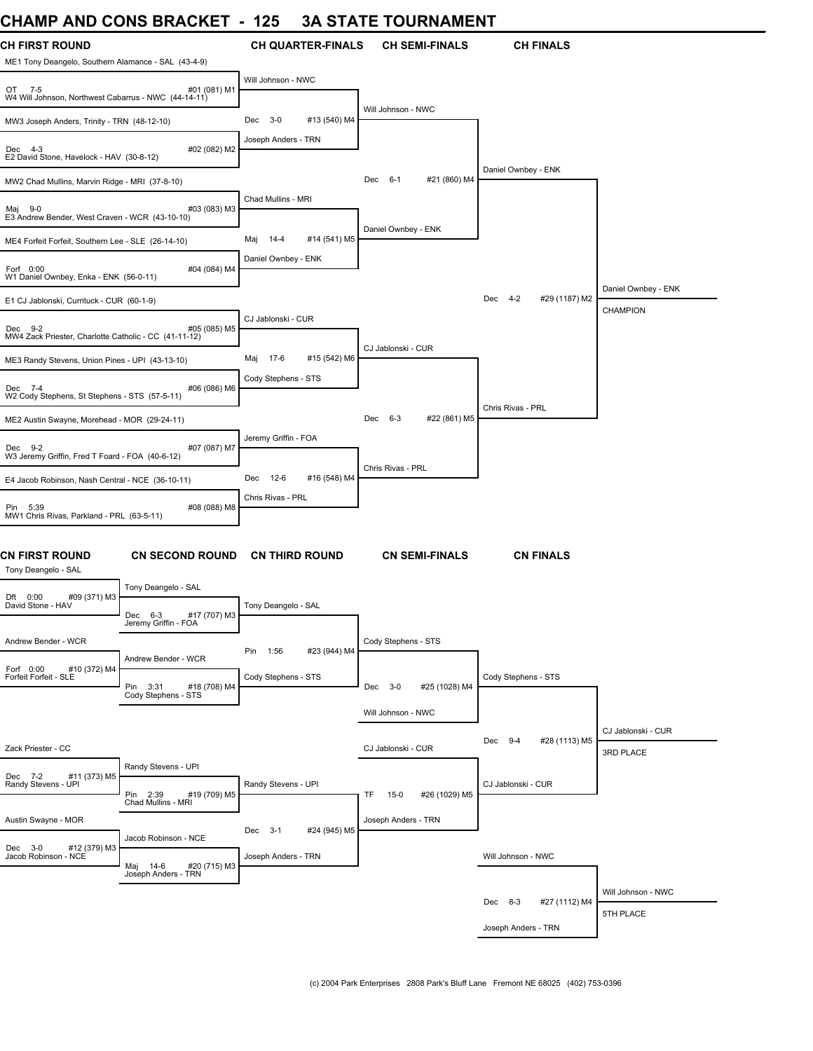# CHAMP AND CONS BRACKET - 125 3A STATE TOURNAMENT

## CH FIRST ROUND

ME1 Tony Deangelo, Southern Alamance - SAL (43-4-9)
OT 7-5 #01 (081) M1
W4 Will Johnson, Northwest Cabarrus - NWC (44-14-11)

MW3 Joseph Anders, Trinity - TRN (48-12-10)
Dec 4-3 #02 (082) M2
E2 David Stone, Havelock - HAV (30-8-12)

MW2 Chad Mullins, Marvin Ridge - MRI (37-8-10)
Maj 9-0 #03 (083) M3
E3 Andrew Bender, West Craven - WCR (43-10-10)

ME4 Forfeit Forfeit, Southern Lee - SLE (26-14-10)
Forf 0:00 #04 (084) M4
W1 Daniel Ownbey, Enka - ENK (56-0-11)

E1 CJ Jablonski, Currituck - CUR (60-1-9)
Dec 9-2 #05 (085) M5
MW4 Zack Priester, Charlotte Catholic - CC (41-11-12)

ME3 Randy Stevens, Union Pines - UPI (43-13-10)
Dec 7-4 #06 (086) M6
W2 Cody Stephens, St Stephens - STS (57-5-11)

ME2 Austin Swayne, Morehead - MOR (29-24-11)
Dec 9-2 #07 (087) M7
W3 Jeremy Griffin, Fred T Foard - FOA (40-6-12)

E4 Jacob Robinson, Nash Central - NCE (36-10-11)
Pin 5:39 #08 (088) M8
MW1 Chris Rivas, Parkland - PRL (63-5-11)

## CH QUARTER-FINALS

Will Johnson - NWC
Dec 3-0 #13 (540) M4
Joseph Anders - TRN

Chad Mullins - MRI
Maj 14-4 #14 (541) M5
Daniel Ownbey - ENK

CJ Jablonski - CUR
Maj 17-6 #15 (542) M6
Cody Stephens - STS

Jeremy Griffin - FOA
Dec 12-6 #16 (548) M4
Chris Rivas - PRL

## CH SEMI-FINALS

Will Johnson - NWC
Dec 6-1 #21 (860) M4
Daniel Ownbey - ENK

CJ Jablonski - CUR
Dec 6-3 #22 (861) M5
Chris Rivas - PRL

## CH FINALS

Daniel Ownbey - ENK
Dec 4-2 #29 (1187) M2
Chris Rivas - PRL

Daniel Ownbey - ENK
CHAMPION

## CN FIRST ROUND

Tony Deangelo - SAL
Dft 0:00 #09 (371) M3
David Stone - HAV

Andrew Bender - WCR
Forf 0:00 #10 (372) M4
Forfeit Forfeit - SLE

Zack Priester - CC
Dec 7-2 #11 (373) M5
Randy Stevens - UPI

Austin Swayne - MOR
Dec 3-0 #12 (379) M3
Jacob Robinson - NCE

## CN SECOND ROUND

Tony Deangelo - SAL
Dec 6-3 #17 (707) M3
Jeremy Griffin - FOA

Andrew Bender - WCR
Pin 3:31 #18 (708) M4
Cody Stephens - STS

Randy Stevens - UPI
Pin 2:39 #19 (709) M5
Chad Mullins - MRI

Jacob Robinson - NCE
Maj 14-6 #20 (715) M3
Joseph Anders - TRN

## CN THIRD ROUND

Tony Deangelo - SAL
Pin 1:56 #23 (944) M4
Cody Stephens - STS

Randy Stevens - UPI
Dec 3-1 #24 (945) M5
Joseph Anders - TRN

## CN SEMI-FINALS

Cody Stephens - STS
Dec 3-0 #25 (1028) M4
Will Johnson - NWC

CJ Jablonski - CUR
TF 15-0 #26 (1029) M5
Joseph Anders - TRN

## CN FINALS

Cody Stephens - STS
Dec 9-4 #28 (1113) M5
CJ Jablonski - CUR

CJ Jablonski - CUR
3RD PLACE

Will Johnson - NWC
Dec 8-3 #27 (1112) M4
Joseph Anders - TRN

Will Johnson - NWC
5TH PLACE

(c) 2004 Park Enterprises 2808 Park's Bluff Lane Fremont NE 68025 (402) 753-0396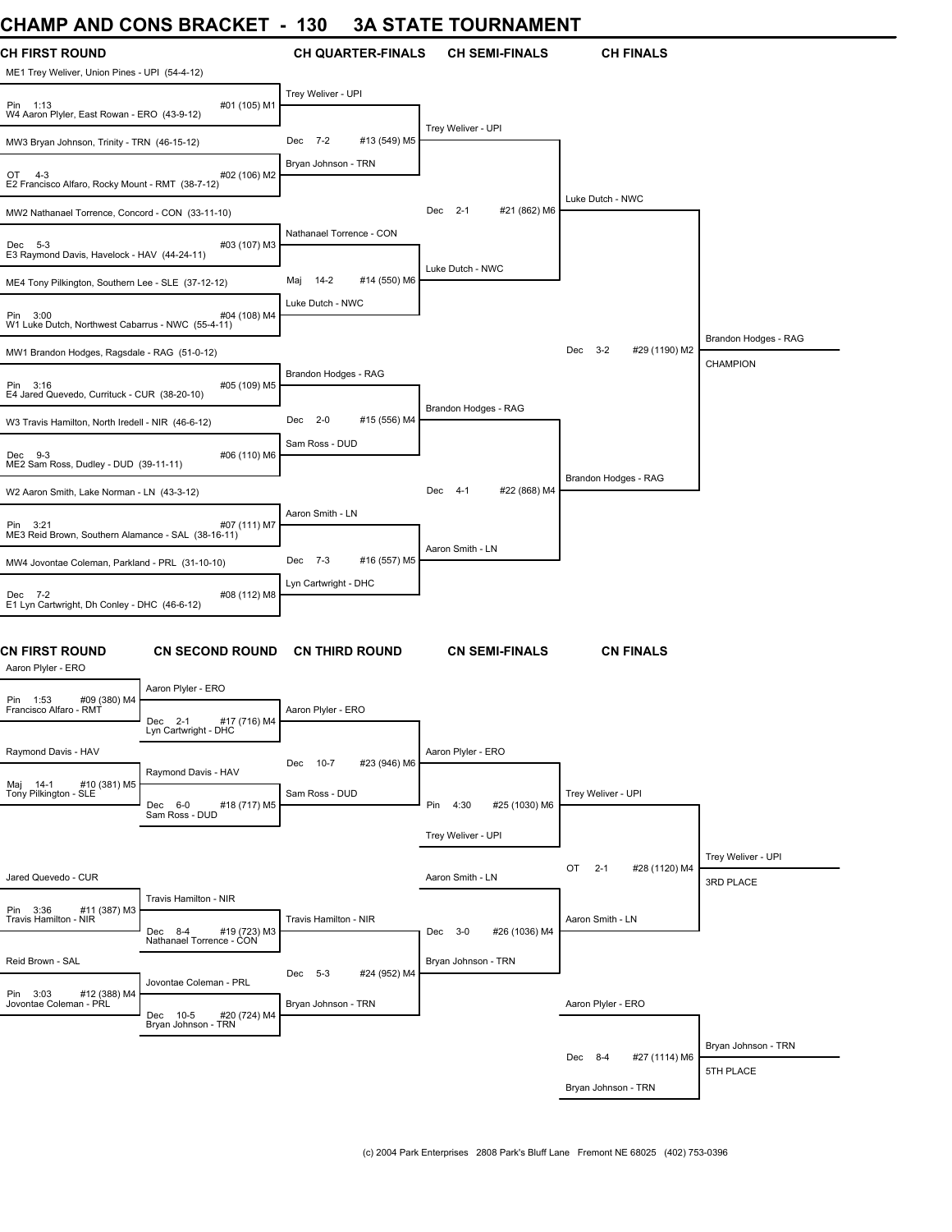# CHAMP AND CONS BRACKET - 130 3A STATE TOURNAMENT

## CH FIRST ROUND

ME1 Trey Weliver, Union Pines - UPI (54-4-12)
Pin 1:13 #01 (105) M1
W4 Aaron Plyler, East Rowan - ERO (43-9-12)

MW3 Bryan Johnson, Trinity - TRN (46-15-12)
OT 4-3 #02 (106) M2
E2 Francisco Alfaro, Rocky Mount - RMT (38-7-12)

MW2 Nathanael Torrence, Concord - CON (33-11-10)
Dec 5-3 #03 (107) M3
E3 Raymond Davis, Havelock - HAV (44-24-11)

ME4 Tony Pilkington, Southern Lee - SLE (37-12-12)
Pin 3:00 #04 (108) M4
W1 Luke Dutch, Northwest Cabarrus - NWC (55-4-11)

MW1 Brandon Hodges, Ragsdale - RAG (51-0-12)
Pin 3:16 #05 (109) M5
E4 Jared Quevedo, Currituck - CUR (38-20-10)

W3 Travis Hamilton, North Iredell - NIR (46-6-12)
Dec 9-3 #06 (110) M6
ME2 Sam Ross, Dudley - DUD (39-11-11)

W2 Aaron Smith, Lake Norman - LN (43-3-12)
Pin 3:21 #07 (111) M7
ME3 Reid Brown, Southern Alamance - SAL (38-16-11)

MW4 Jovontae Coleman, Parkland - PRL (31-10-10)
Dec 7-2 #08 (112) M8
E1 Lyn Cartwright, Dh Conley - DHC (46-6-12)

## CH QUARTER-FINALS

Trey Weliver - UPI
Dec 7-2 #13 (549) M5
Bryan Johnson - TRN

Nathanael Torrence - CON
Maj 14-2 #14 (550) M6
Luke Dutch - NWC

Brandon Hodges - RAG
Dec 2-0 #15 (556) M4
Sam Ross - DUD

Aaron Smith - LN
Dec 7-3 #16 (557) M5
Lyn Cartwright - DHC

## CH SEMI-FINALS

Trey Weliver - UPI
Dec 2-1 #21 (862) M6
Luke Dutch - NWC

Brandon Hodges - RAG
Dec 4-1 #22 (868) M4
Aaron Smith - LN

## CH FINALS

Luke Dutch - NWC
Dec 3-2 #29 (1190) M2
Brandon Hodges - RAG

Brandon Hodges - RAG
CHAMPION

## CN FIRST ROUND

Aaron Plyler - ERO
Pin 1:53 #09 (380) M4
Francisco Alfaro - RMT

Raymond Davis - HAV
Maj 14-1 #10 (381) M5
Tony Pilkington - SLE

Jared Quevedo - CUR
Pin 3:36 #11 (387) M3
Travis Hamilton - NIR

Reid Brown - SAL
Pin 3:03 #12 (388) M4
Jovontae Coleman - PRL

## CN SECOND ROUND

Aaron Plyler - ERO
Dec 2-1 #17 (716) M4
Lyn Cartwright - DHC

Raymond Davis - HAV
Dec 6-0 #18 (717) M5
Sam Ross - DUD

Travis Hamilton - NIR
Dec 8-4 #19 (723) M3
Nathanael Torrence - CON

Jovontae Coleman - PRL
Dec 10-5 #20 (724) M4
Bryan Johnson - TRN

## CN THIRD ROUND

Aaron Plyler - ERO
Dec 10-7 #23 (946) M6
Sam Ross - DUD

Travis Hamilton - NIR
Dec 5-3 #24 (952) M4
Bryan Johnson - TRN

## CN SEMI-FINALS

Aaron Plyler - ERO
Pin 4:30 #25 (1030) M6
Trey Weliver - UPI

Aaron Smith - LN
Dec 3-0 #26 (1036) M4
Bryan Johnson - TRN

## CN FINALS

Trey Weliver - UPI
OT 2-1 #28 (1120) M4
Aaron Smith - LN

Trey Weliver - UPI
3RD PLACE

Aaron Plyler - ERO
Dec 8-4 #27 (1114) M6
Bryan Johnson - TRN

Bryan Johnson - TRN
5TH PLACE

(c) 2004 Park Enterprises 2808 Park's Bluff Lane Fremont NE 68025 (402) 753-0396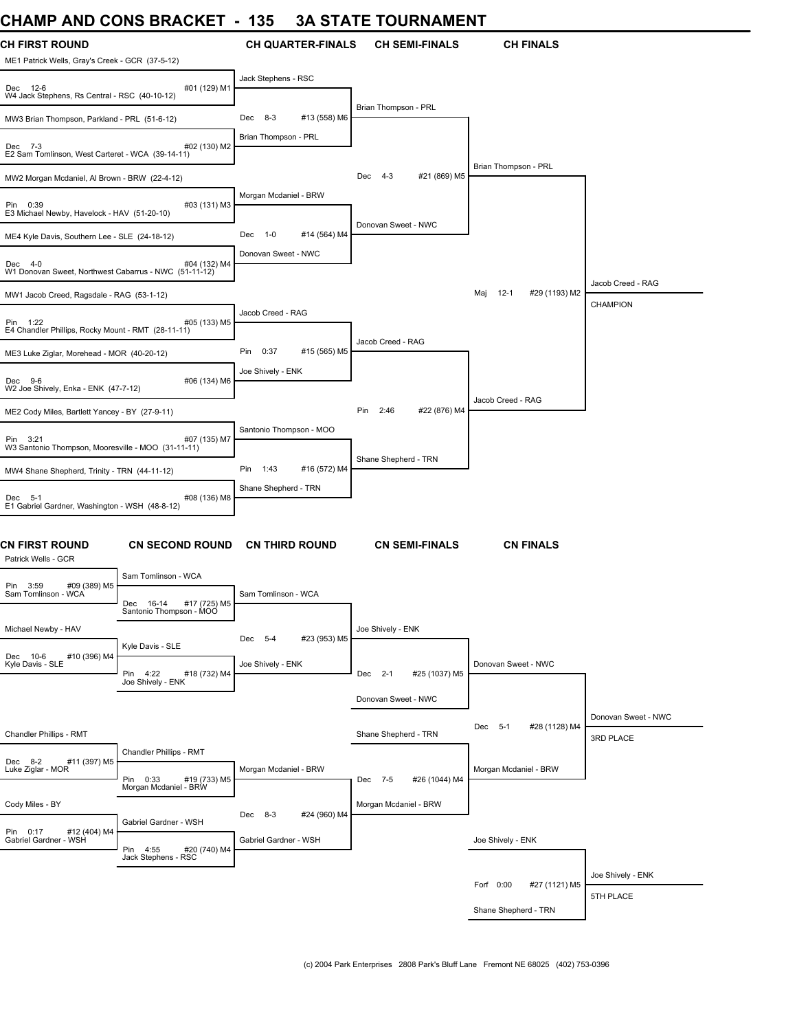# CHAMP AND CONS BRACKET - 135 3A STATE TOURNAMENT

## CH FIRST ROUND

| CH FIRST ROUND | CH QUARTER-FINALS | CH SEMI-FINALS | CH FINALS | |
|---|---|---|---|---|
| ME1 Patrick Wells, Gray's Creek - GCR (37-5-12) | | | | |
| Dec 12-6 #01 (129) M1 | Jack Stephens - RSC | | | |
| W4 Jack Stephens, Rs Central - RSC (40-10-12) | | | | |
| MW3 Brian Thompson, Parkland - PRL (51-6-12) | Dec 8-3 #13 (558) M6 | Brian Thompson - PRL | | |
| Dec 7-3 #02 (130) M2 | Brian Thompson - PRL | | | |
| E2 Sam Tomlinson, West Carteret - WCA (39-14-11) | | | | |
| MW2 Morgan Mcdaniel, Al Brown - BRW (22-4-12) | | Dec 4-3 #21 (869) M5 | Brian Thompson - PRL | |
| Pin 0:39 #03 (131) M3 | Morgan Mcdaniel - BRW | | | |
| E3 Michael Newby, Havelock - HAV (51-20-10) | | | | |
| ME4 Kyle Davis, Southern Lee - SLE (24-18-12) | Dec 1-0 #14 (564) M4 | Donovan Sweet - NWC | | |
| Dec 4-0 #04 (132) M4 | Donovan Sweet - NWC | | | |
| W1 Donovan Sweet, Northwest Cabarrus - NWC (51-11-12) | | | | |
| MW1 Jacob Creed, Ragsdale - RAG (53-1-12) | | | Maj 12-1 #29 (1193) M2 | Jacob Creed - RAG CHAMPION |
| Pin 1:22 #05 (133) M5 | Jacob Creed - RAG | | | |
| E4 Chandler Phillips, Rocky Mount - RMT (28-11-11) | | | | |
| ME3 Luke Ziglar, Morehead - MOR (40-20-12) | Pin 0:37 #15 (565) M5 | Jacob Creed - RAG | | |
| Dec 9-6 #06 (134) M6 | Joe Shively - ENK | | | |
| W2 Joe Shively, Enka - ENK (47-7-12) | | | | |
| ME2 Cody Miles, Bartlett Yancey - BY (27-9-11) | | Pin 2:46 #22 (876) M4 | Jacob Creed - RAG | |
| Pin 3:21 #07 (135) M7 | Santonio Thompson - MOO | | | |
| W3 Santonio Thompson, Mooresville - MOO (31-11-11) | | | | |
| MW4 Shane Shepherd, Trinity - TRN (44-11-12) | Pin 1:43 #16 (572) M4 | Shane Shepherd - TRN | | |
| Dec 5-1 #08 (136) M8 | Shane Shepherd - TRN | | | |
| E1 Gabriel Gardner, Washington - WSH (48-8-12) | | | | |

## CN FIRST ROUND

| CN FIRST ROUND | CN SECOND ROUND | CN THIRD ROUND | CN SEMI-FINALS | CN FINALS | |
|---|---|---|---|---|---|
| Patrick Wells - GCR | | | | | |
| Pin 3:59 #09 (389) M5 | Sam Tomlinson - WCA | | | | |
| Sam Tomlinson - WCA | Dec 16-14 #17 (725) M5 | Sam Tomlinson - WCA | | | |
| | Santonio Thompson - MOO | | | | |
| Michael Newby - HAV | | Dec 5-4 #23 (953) M5 | Joe Shively - ENK | | |
| Dec 10-6 #10 (396) M4 | Kyle Davis - SLE | | | | |
| Kyle Davis - SLE | Pin 4:22 #18 (732) M4 | Joe Shively - ENK | Dec 2-1 #25 (1037) M5 | Donovan Sweet - NWC | |
| | Joe Shively - ENK | | | | |
| | | | Donovan Sweet - NWC | | |
| | | | | Dec 5-1 #28 (1128) M4 | Donovan Sweet - NWC 3RD PLACE |
| Chandler Phillips - RMT | | | Shane Shepherd - TRN | | |
| Dec 8-2 #11 (397) M5 | Chandler Phillips - RMT | | | | |
| Luke Ziglar - MOR | Pin 0:33 #19 (733) M5 | Morgan Mcdaniel - BRW | Dec 7-5 #26 (1044) M4 | Morgan Mcdaniel - BRW | |
| | Morgan Mcdaniel - BRW | | | | |
| Cody Miles - BY | | Dec 8-3 #24 (960) M4 | Morgan Mcdaniel - BRW | | |
| Pin 0:17 #12 (404) M4 | Gabriel Gardner - WSH | | | | |
| Gabriel Gardner - WSH | Pin 4:55 #20 (740) M4 | Gabriel Gardner - WSH | | Joe Shively - ENK | |
| | Jack Stephens - RSC | | | | |
| | | | | Forf 0:00 #27 (1121) M5 | Joe Shively - ENK 5TH PLACE |
| | | | | Shane Shepherd - TRN | |

(c) 2004 Park Enterprises 2808 Park's Bluff Lane Fremont NE 68025 (402) 753-0396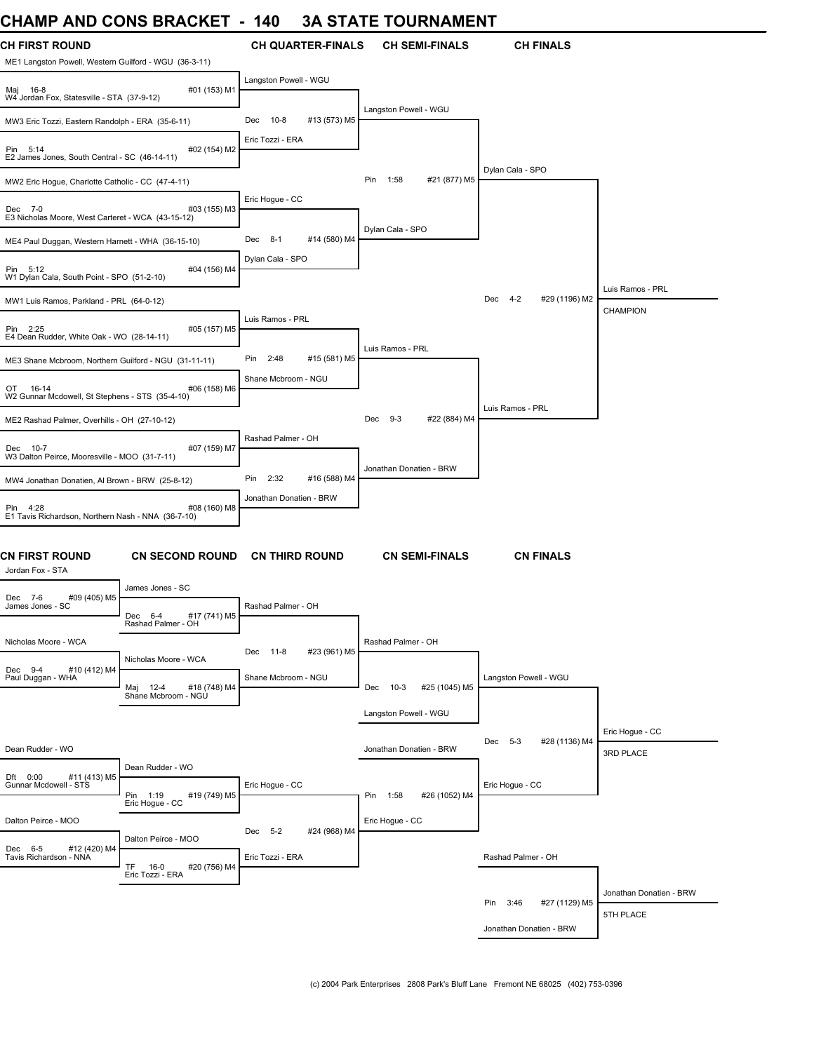# CHAMP AND CONS BRACKET - 140 3A STATE TOURNAMENT

## CH FIRST ROUND

| CH FIRST ROUND | CH QUARTER-FINALS | CH SEMI-FINALS | CH FINALS |
|---|---|---|---|
| ME1 Langston Powell, Western Guilford - WGU (36-3-11) | | | |
| Maj 16-8 #01 (153) M1 | Langston Powell - WGU | | |
| W4 Jordan Fox, Statesville - STA (37-9-12) | | | |
| MW3 Eric Tozzi, Eastern Randolph - ERA (35-6-11) | Dec 10-8 #13 (573) M5 | Langston Powell - WGU | |
| Pin 5:14 #02 (154) M2 | Eric Tozzi - ERA | | |
| E2 James Jones, South Central - SC (46-14-11) | | | |
| MW2 Eric Hogue, Charlotte Catholic - CC (47-4-11) | | Pin 1:58 #21 (877) M5 | Dylan Cala - SPO |
| Dec 7-0 #03 (155) M3 | Eric Hogue - CC | | |
| E3 Nicholas Moore, West Carteret - WCA (43-15-12) | | | |
| ME4 Paul Duggan, Western Harnett - WHA (36-15-10) | Dec 8-1 #14 (580) M4 | Dylan Cala - SPO | |
| Pin 5:12 #04 (156) M4 | Dylan Cala - SPO | | |
| W1 Dylan Cala, South Point - SPO (51-2-10) | | | |
| MW1 Luis Ramos, Parkland - PRL (64-0-12) | | | Dec 4-2 #29 (1196) M2 |
| Pin 2:25 #05 (157) M5 | Luis Ramos - PRL | | |
| E4 Dean Rudder, White Oak - WO (28-14-11) | | | |
| ME3 Shane Mcbroom, Northern Guilford - NGU (31-11-11) | Pin 2:48 #15 (581) M5 | Luis Ramos - PRL | |
| OT 16-14 #06 (158) M6 | Shane Mcbroom - NGU | | |
| W2 Gunnar Mcdowell, St Stephens - STS (35-4-10) | | | |
| ME2 Rashad Palmer, Overhills - OH (27-10-12) | | Dec 9-3 #22 (884) M4 | Luis Ramos - PRL |
| Dec 10-7 #07 (159) M7 | Rashad Palmer - OH | | |
| W3 Dalton Peirce, Mooresville - MOO (31-7-11) | | | |
| MW4 Jonathan Donatien, Al Brown - BRW (25-8-12) | Pin 2:32 #16 (588) M4 | Jonathan Donatien - BRW | |
| Pin 4:28 #08 (160) M8 | Jonathan Donatien - BRW | | |
| E1 Tavis Richardson, Northern Nash - NNA (36-7-10) | | | |

**Luis Ramos - PRL — CHAMPION**

## CN FIRST ROUND

| CN FIRST ROUND | CN SECOND ROUND | CN THIRD ROUND | CN SEMI-FINALS | CN FINALS |
|---|---|---|---|---|
| Jordan Fox - STA | | | | |
| Dec 7-6 #09 (405) M5 | James Jones - SC | | | |
| James Jones - SC | Dec 6-4 #17 (741) M5 | Rashad Palmer - OH | | |
| | Rashad Palmer - OH | | | |
| Nicholas Moore - WCA | | Dec 11-8 #23 (961) M5 | Rashad Palmer - OH | |
| Dec 9-4 #10 (412) M4 | Nicholas Moore - WCA | | | |
| Paul Duggan - WHA | Maj 12-4 #18 (748) M4 | Shane Mcbroom - NGU | Dec 10-3 #25 (1045) M5 | Langston Powell - WGU |
| | Shane Mcbroom - NGU | | | |
| | | | Langston Powell - WGU | |
| Dean Rudder - WO | | | Jonathan Donatien - BRW | Dec 5-3 #28 (1136) M4 |
| Dft 0:00 #11 (413) M5 | Dean Rudder - WO | | | |
| Gunnar Mcdowell - STS | Pin 1:19 #19 (749) M5 | Eric Hogue - CC | Pin 1:58 #26 (1052) M4 | Eric Hogue - CC |
| | Eric Hogue - CC | | | |
| Dalton Peirce - MOO | | Dec 5-2 #24 (968) M4 | Eric Hogue - CC | |
| Dec 6-5 #12 (420) M4 | Dalton Peirce - MOO | | | |
| Tavis Richardson - NNA | TF 16-0 #20 (756) M4 | Eric Tozzi - ERA | | Rashad Palmer - OH |
| | Eric Tozzi - ERA | | | |
| | | | | Pin 3:46 #27 (1129) M5 |
| | | | | Jonathan Donatien - BRW |

**Eric Hogue - CC — 3RD PLACE**

**Jonathan Donatien - BRW — 5TH PLACE**

(c) 2004 Park Enterprises 2808 Park's Bluff Lane Fremont NE 68025 (402) 753-0396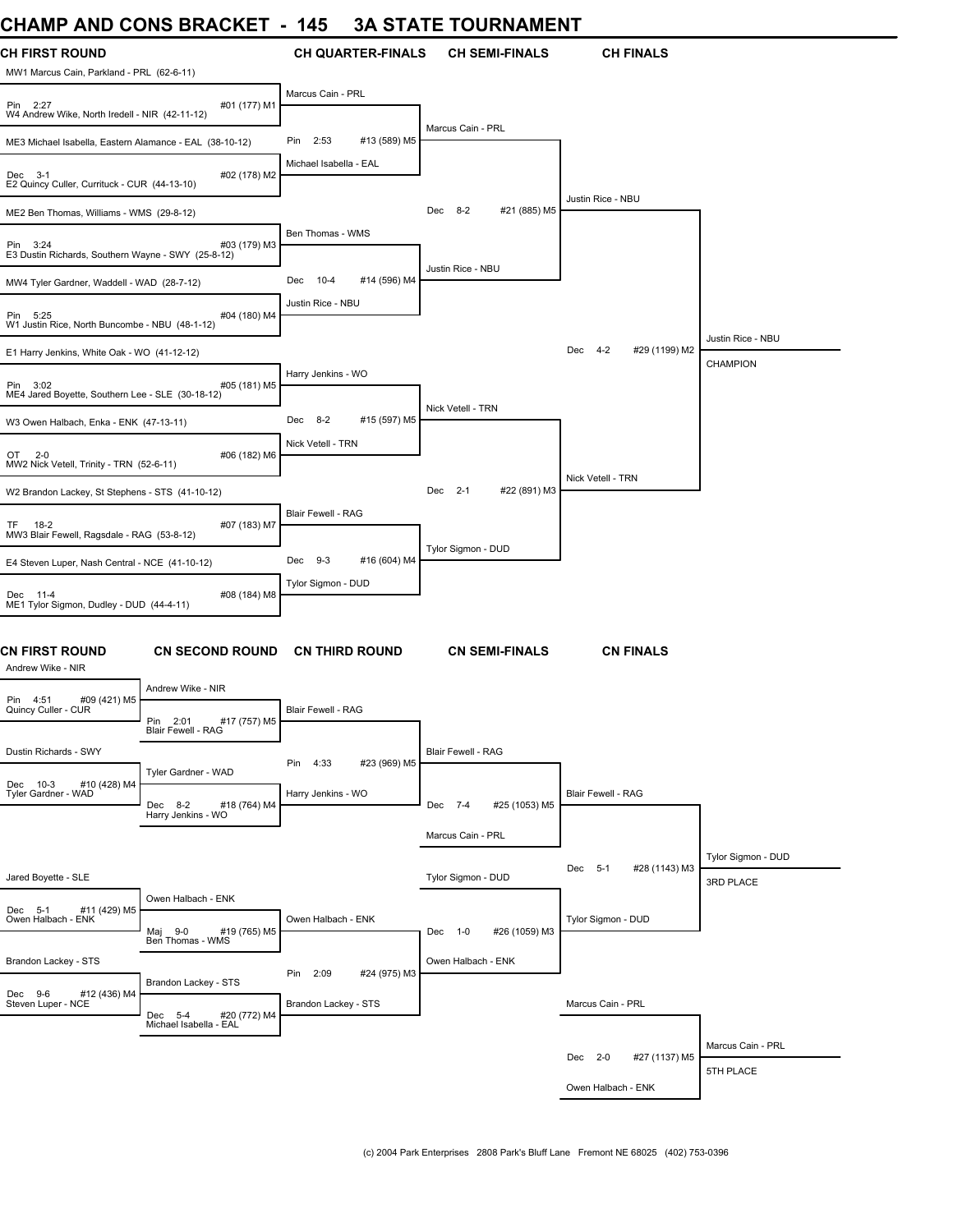# CHAMP AND CONS BRACKET - 145 3A STATE TOURNAMENT

## CH FIRST ROUND

| CH FIRST ROUND | CH QUARTER-FINALS | CH SEMI-FINALS | CH FINALS |
|---|---|---|---|
| MW1 Marcus Cain, Parkland - PRL (62-6-11) | Marcus Cain - PRL | | |
| Pin 2:27 #01 (177) M1 | | | |
| W4 Andrew Wike, North Iredell - NIR (42-11-12) | | Marcus Cain - PRL | |
| ME3 Michael Isabella, Eastern Alamance - EAL (38-10-12) | Pin 2:53 #13 (589) M5 | | |
| Dec 3-1 #02 (178) M2 | Michael Isabella - EAL | | |
| E2 Quincy Culler, Currituck - CUR (44-13-10) | | | Justin Rice - NBU |
| ME2 Ben Thomas, Williams - WMS (29-8-12) | | Dec 8-2 #21 (885) M5 | |
| Pin 3:24 #03 (179) M3 | Ben Thomas - WMS | | |
| E3 Dustin Richards, Southern Wayne - SWY (25-8-12) | | Justin Rice - NBU | |
| MW4 Tyler Gardner, Waddell - WAD (28-7-12) | Dec 10-4 #14 (596) M4 | | |
| Pin 5:25 #04 (180) M4 | Justin Rice - NBU | | |
| W1 Justin Rice, North Buncombe - NBU (48-1-12) | | | |
| E1 Harry Jenkins, White Oak - WO (41-12-12) | | | Dec 4-2 #29 (1199) M2 |
| Pin 3:02 #05 (181) M5 | Harry Jenkins - WO | | |
| ME4 Jared Boyette, Southern Lee - SLE (30-18-12) | | Nick Vetell - TRN | |
| W3 Owen Halbach, Enka - ENK (47-13-11) | Dec 8-2 #15 (597) M5 | | |
| OT 2-0 #06 (182) M6 | Nick Vetell - TRN | | |
| MW2 Nick Vetell, Trinity - TRN (52-6-11) | | | Nick Vetell - TRN |
| W2 Brandon Lackey, St Stephens - STS (41-10-12) | | Dec 2-1 #22 (891) M3 | |
| TF 18-2 #07 (183) M7 | Blair Fewell - RAG | | |
| MW3 Blair Fewell, Ragsdale - RAG (53-8-12) | | Tylor Sigmon - DUD | |
| E4 Steven Luper, Nash Central - NCE (41-10-12) | Dec 9-3 #16 (604) M4 | | |
| Dec 11-4 #08 (184) M8 | Tylor Sigmon - DUD | | |
| ME1 Tylor Sigmon, Dudley - DUD (44-4-11) | | | |

**Justin Rice - NBU — CHAMPION**

## CN FIRST ROUND

| CN FIRST ROUND | CN SECOND ROUND | CN THIRD ROUND | CN SEMI-FINALS | CN FINALS |
|---|---|---|---|---|
| Andrew Wike - NIR | Andrew Wike - NIR | | | |
| Pin 4:51 #09 (421) M5 | | Blair Fewell - RAG | | |
| Quincy Culler - CUR | Pin 2:01 #17 (757) M5 | | | |
| | Blair Fewell - RAG | | Blair Fewell - RAG | |
| Dustin Richards - SWY | | Pin 4:33 #23 (969) M5 | | |
| Dec 10-3 #10 (428) M4 | Tyler Gardner - WAD | | | |
| Tyler Gardner - WAD | | Harry Jenkins - WO | | Blair Fewell - RAG |
| | Dec 8-2 #18 (764) M4 | | Dec 7-4 #25 (1053) M5 | |
| | Harry Jenkins - WO | | | |
| | | | Marcus Cain - PRL | |
| | | | | Dec 5-1 #28 (1143) M3 |
| Jared Boyette - SLE | | | Tylor Sigmon - DUD | |
| Dec 5-1 #11 (429) M5 | Owen Halbach - ENK | | | |
| Owen Halbach - ENK | | Owen Halbach - ENK | | Tylor Sigmon - DUD |
| | Maj 9-0 #19 (765) M5 | | Dec 1-0 #26 (1059) M3 | |
| | Ben Thomas - WMS | | | |
| Brandon Lackey - STS | | Pin 2:09 #24 (975) M3 | Owen Halbach - ENK | |
| Dec 9-6 #12 (436) M4 | Brandon Lackey - STS | | | |
| Steven Luper - NCE | | Brandon Lackey - STS | | Marcus Cain - PRL |
| | Dec 5-4 #20 (772) M4 | | | Dec 2-0 #27 (1137) M5 |
| | Michael Isabella - EAL | | | Owen Halbach - ENK |

**Tylor Sigmon - DUD — 3RD PLACE**

**Marcus Cain - PRL — 5TH PLACE**

(c) 2004 Park Enterprises 2808 Park's Bluff Lane Fremont NE 68025 (402) 753-0396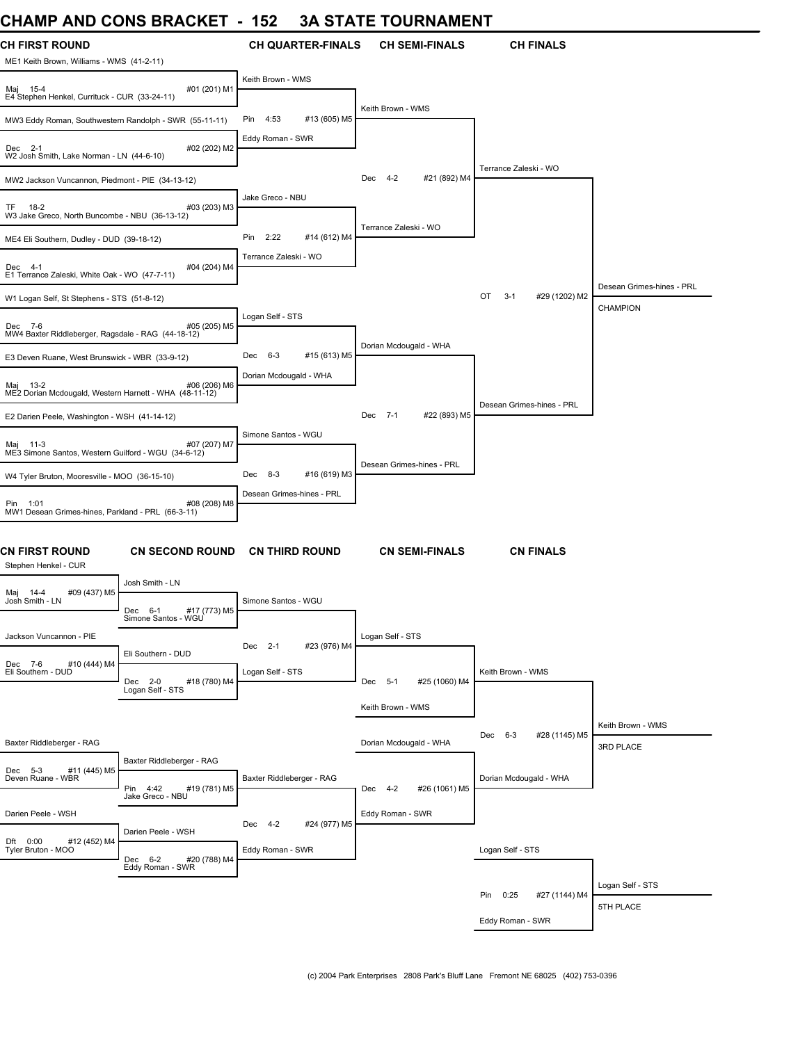# CHAMP AND CONS BRACKET - 152 3A STATE TOURNAMENT

## CH FIRST ROUND

| CH FIRST ROUND | | CH QUARTER-FINALS | CH SEMI-FINALS | CH FINALS | |
|---|---|---|---|---|---|
| ME1 Keith Brown, Williams - WMS (41-2-11) | | | | | |
| Maj 15-4 | #01 (201) M1 | Keith Brown - WMS | | | |
| E4 Stephen Henkel, Currituck - CUR (33-24-11) | | | Keith Brown - WMS | | |
| MW3 Eddy Roman, Southwestern Randolph - SWR (55-11-11) | | Pin 4:53 #13 (605) M5 | | | |
| Dec 2-1 | #02 (202) M2 | Eddy Roman - SWR | | | |
| W2 Josh Smith, Lake Norman - LN (44-6-10) | | | | Terrance Zaleski - WO | |
| MW2 Jackson Vuncannon, Piedmont - PIE (34-13-12) | | | Dec 4-2 #21 (892) M4 | | |
| TF 18-2 | #03 (203) M3 | Jake Greco - NBU | | | |
| W3 Jake Greco, North Buncombe - NBU (36-13-12) | | | Terrance Zaleski - WO | | |
| ME4 Eli Southern, Dudley - DUD (39-18-12) | | Pin 2:22 #14 (612) M4 | | | |
| Dec 4-1 | #04 (204) M4 | Terrance Zaleski - WO | | | |
| E1 Terrance Zaleski, White Oak - WO (47-7-11) | | | | | Desean Grimes-hines - PRL |
| W1 Logan Self, St Stephens - STS (51-8-12) | | | | OT 3-1 #29 (1202) M2 | CHAMPION |
| Dec 7-6 | #05 (205) M5 | Logan Self - STS | | | |
| MW4 Baxter Riddleberger, Ragsdale - RAG (44-18-12) | | | Dorian Mcdougald - WHA | | |
| E3 Deven Ruane, West Brunswick - WBR (33-9-12) | | Dec 6-3 #15 (613) M5 | | | |
| Maj 13-2 | #06 (206) M6 | Dorian Mcdougald - WHA | | | |
| ME2 Dorian Mcdougald, Western Harnett - WHA (48-11-12) | | | | Desean Grimes-hines - PRL | |
| E2 Darien Peele, Washington - WSH (41-14-12) | | | Dec 7-1 #22 (893) M5 | | |
| Maj 11-3 | #07 (207) M7 | Simone Santos - WGU | | | |
| ME3 Simone Santos, Western Guilford - WGU (34-6-12) | | | Desean Grimes-hines - PRL | | |
| W4 Tyler Bruton, Mooresville - MOO (36-15-10) | | Dec 8-3 #16 (619) M3 | | | |
| Pin 1:01 | #08 (208) M8 | Desean Grimes-hines - PRL | | | |
| MW1 Desean Grimes-hines, Parkland - PRL (66-3-11) | | | | | |

## CN FIRST ROUND

| CN FIRST ROUND | CN SECOND ROUND | CN THIRD ROUND | CN SEMI-FINALS | CN FINALS | |
|---|---|---|---|---|---|
| Stephen Henkel - CUR | | | | | |
| Maj 14-4 #09 (437) M5 | Josh Smith - LN | | | | |
| Josh Smith - LN | Dec 6-1 #17 (773) M5 | Simone Santos - WGU | | | |
| | Simone Santos - WGU | | | | |
| Jackson Vuncannon - PIE | | Dec 2-1 #23 (976) M4 | Logan Self - STS | | |
| Dec 7-6 #10 (444) M4 | Eli Southern - DUD | | | | |
| Eli Southern - DUD | Dec 2-0 #18 (780) M4 | Logan Self - STS | Dec 5-1 #25 (1060) M4 | Keith Brown - WMS | |
| | Logan Self - STS | | Keith Brown - WMS | | |
| | | | | Dec 6-3 #28 (1145) M5 | Keith Brown - WMS |
| Baxter Riddleberger - RAG | | | Dorian Mcdougald - WHA | | 3RD PLACE |
| Dec 5-3 #11 (445) M5 | Baxter Riddleberger - RAG | | | | |
| Deven Ruane - WBR | Pin 4:42 #19 (781) M5 | Baxter Riddleberger - RAG | Dec 4-2 #26 (1061) M5 | Dorian Mcdougald - WHA | |
| | Jake Greco - NBU | | | | |
| Darien Peele - WSH | | Dec 4-2 #24 (977) M5 | Eddy Roman - SWR | | |
| Dft 0:00 #12 (452) M4 | Darien Peele - WSH | | | | |
| Tyler Bruton - MOO | Dec 6-2 #20 (788) M4 | Eddy Roman - SWR | | Logan Self - STS | |
| | Eddy Roman - SWR | | | | Logan Self - STS |
| | | | | Pin 0:25 #27 (1144) M4 | 5TH PLACE |
| | | | | Eddy Roman - SWR | |

(c) 2004 Park Enterprises 2808 Park's Bluff Lane Fremont NE 68025 (402) 753-0396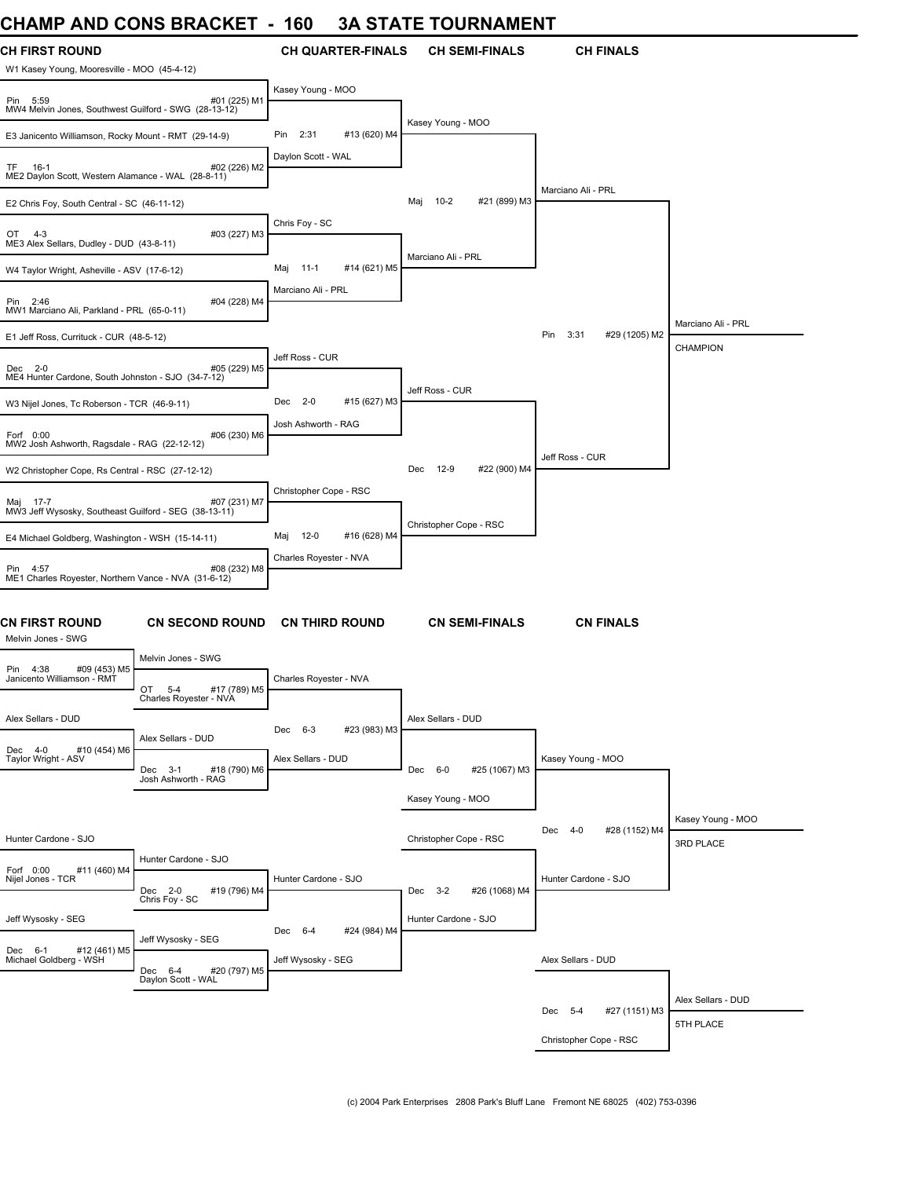# CHAMP AND CONS BRACKET - 160 3A STATE TOURNAMENT

## CH FIRST ROUND

| CH FIRST ROUND | CH QUARTER-FINALS | CH SEMI-FINALS | CH FINALS |
|---|---|---|---|
| W1 Kasey Young, Mooresville - MOO (45-4-12) | | | |
| Pin 5:59 #01 (225) M1 | Kasey Young - MOO | | |
| MW4 Melvin Jones, Southwest Guilford - SWG (28-13-12) | | | |
| E3 Janicento Williamson, Rocky Mount - RMT (29-14-9) | Pin 2:31 #13 (620) M4 | Kasey Young - MOO | |
| TF 16-1 #02 (226) M2 | Daylon Scott - WAL | | |
| ME2 Daylon Scott, Western Alamance - WAL (28-8-11) | | | |
| E2 Chris Foy, South Central - SC (46-11-12) | | Maj 10-2 #21 (899) M3 | Marciano Ali - PRL |
| OT 4-3 #03 (227) M3 | Chris Foy - SC | | |
| ME3 Alex Sellars, Dudley - DUD (43-8-11) | | | |
| W4 Taylor Wright, Asheville - ASV (17-6-12) | Maj 11-1 #14 (621) M5 | Marciano Ali - PRL | |
| Pin 2:46 #04 (228) M4 | Marciano Ali - PRL | | |
| MW1 Marciano Ali, Parkland - PRL (65-0-11) | | | |
| E1 Jeff Ross, Currituck - CUR (48-5-12) | | | Pin 3:31 #29 (1205) M2 |
| Dec 2-0 #05 (229) M5 | Jeff Ross - CUR | | |
| ME4 Hunter Cardone, South Johnston - SJO (34-7-12) | | | |
| W3 Nijel Jones, Tc Roberson - TCR (46-9-11) | Dec 2-0 #15 (627) M3 | Jeff Ross - CUR | |
| Forf 0:00 #06 (230) M6 | Josh Ashworth - RAG | | |
| MW2 Josh Ashworth, Ragsdale - RAG (22-12-12) | | | |
| W2 Christopher Cope, Rs Central - RSC (27-12-12) | | Dec 12-9 #22 (900) M4 | Jeff Ross - CUR |
| Maj 17-7 #07 (231) M7 | Christopher Cope - RSC | | |
| MW3 Jeff Wysosky, Southeast Guilford - SEG (38-13-11) | | | |
| E4 Michael Goldberg, Washington - WSH (15-14-11) | Maj 12-0 #16 (628) M4 | Christopher Cope - RSC | |
| Pin 4:57 #08 (232) M8 | Charles Royester - NVA | | |
| ME1 Charles Royester, Northern Vance - NVA (31-6-12) | | | |

**CHAMPION:** Marciano Ali - PRL

## CN FIRST ROUND

| CN FIRST ROUND | CN SECOND ROUND | CN THIRD ROUND | CN SEMI-FINALS | CN FINALS |
|---|---|---|---|---|
| Melvin Jones - SWG | Melvin Jones - SWG | | | |
| Pin 4:38 #09 (453) M5 | | Charles Royester - NVA | | |
| Janicento Williamson - RMT | OT 5-4 #17 (789) M5 | | | |
| | Charles Royester - NVA | | | |
| Alex Sellars - DUD | | Dec 6-3 #23 (983) M3 | Alex Sellars - DUD | |
| Dec 4-0 #10 (454) M6 | Alex Sellars - DUD | | | |
| Taylor Wright - ASV | Dec 3-1 #18 (790) M6 | Alex Sellars - DUD | Dec 6-0 #25 (1067) M3 | Kasey Young - MOO |
| | Josh Ashworth - RAG | | Kasey Young - MOO | |
| | | | | Dec 4-0 #28 (1152) M4 |
| Hunter Cardone - SJO | | | Christopher Cope - RSC | |
| Forf 0:00 #11 (460) M4 | Hunter Cardone - SJO | | | |
| Nijel Jones - TCR | Dec 2-0 #19 (796) M4 | Hunter Cardone - SJO | Dec 3-2 #26 (1068) M4 | Hunter Cardone - SJO |
| | Chris Foy - SC | | | |
| Jeff Wysosky - SEG | | Dec 6-4 #24 (984) M4 | Hunter Cardone - SJO | |
| Dec 6-1 #12 (461) M5 | Jeff Wysosky - SEG | | | |
| Michael Goldberg - WSH | Dec 6-4 #20 (797) M5 | Jeff Wysosky - SEG | | Alex Sellars - DUD |
| | Daylon Scott - WAL | | | Dec 5-4 #27 (1151) M3 |
| | | | | Christopher Cope - RSC |

**3RD PLACE:** Kasey Young - MOO

**5TH PLACE:** Alex Sellars - DUD

(c) 2004 Park Enterprises 2808 Park's Bluff Lane Fremont NE 68025 (402) 753-0396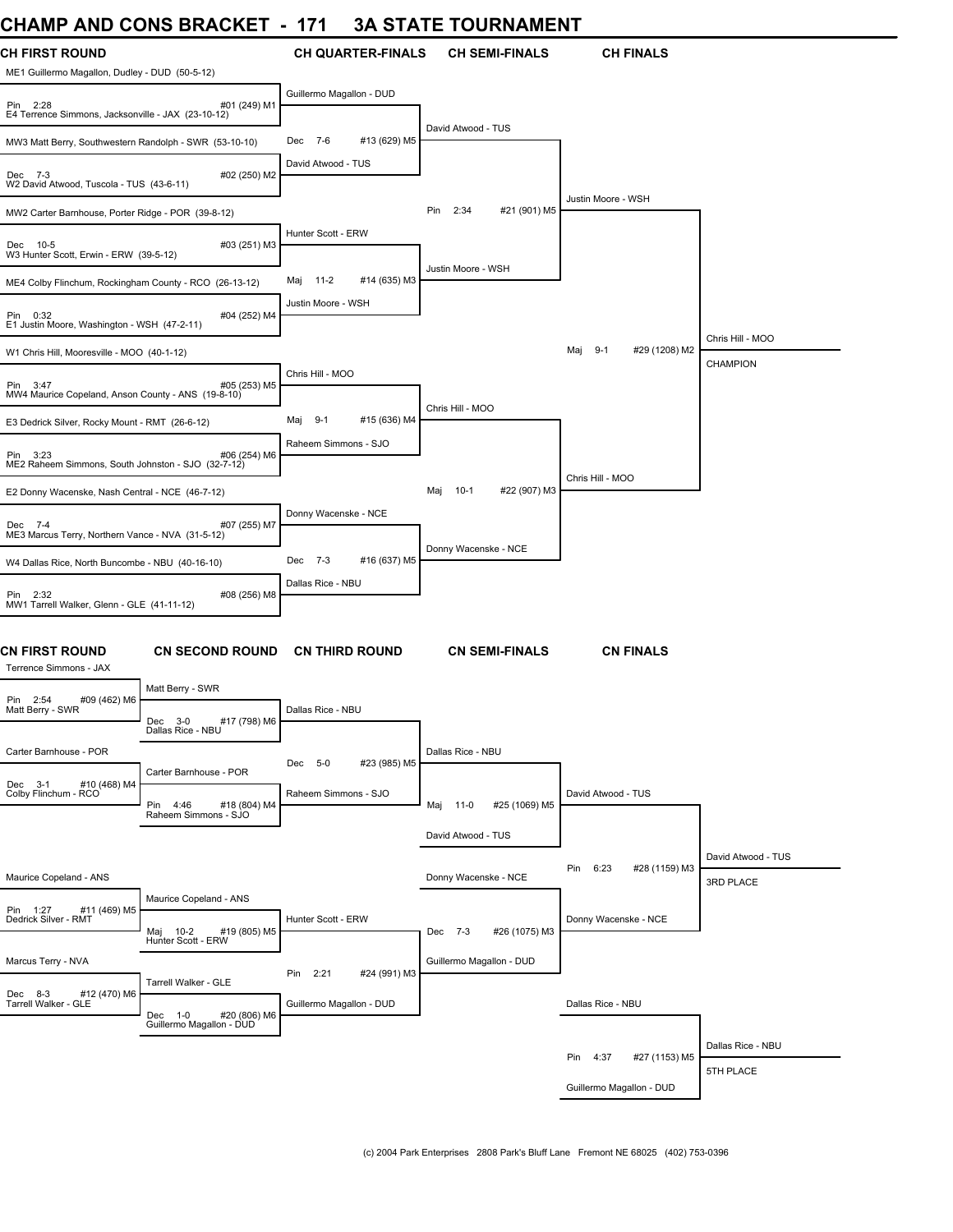# CHAMP AND CONS BRACKET - 171 3A STATE TOURNAMENT

## CH FIRST ROUND

ME1 Guillermo Magallon, Dudley - DUD (50-5-12)
Pin 2:28 #01 (249) M1
E4 Terrence Simmons, Jacksonville - JAX (23-10-12)

MW3 Matt Berry, Southwestern Randolph - SWR (53-10-10)
Dec 7-3 #02 (250) M2
W2 David Atwood, Tuscola - TUS (43-6-11)

MW2 Carter Barnhouse, Porter Ridge - POR (39-8-12)
Dec 10-5 #03 (251) M3
W3 Hunter Scott, Erwin - ERW (39-5-12)

ME4 Colby Flinchum, Rockingham County - RCO (26-13-12)
Pin 0:32 #04 (252) M4
E1 Justin Moore, Washington - WSH (47-2-11)

W1 Chris Hill, Mooresville - MOO (40-1-12)
Pin 3:47 #05 (253) M5
MW4 Maurice Copeland, Anson County - ANS (19-8-10)

E3 Dedrick Silver, Rocky Mount - RMT (26-6-12)
Pin 3:23 #06 (254) M6
ME2 Raheem Simmons, South Johnston - SJO (32-7-12)

E2 Donny Wacenske, Nash Central - NCE (46-7-12)
Dec 7-4 #07 (255) M7
ME3 Marcus Terry, Northern Vance - NVA (31-5-12)

W4 Dallas Rice, North Buncombe - NBU (40-16-10)
Pin 2:32 #08 (256) M8
MW1 Tarrell Walker, Glenn - GLE (41-11-12)

## CH QUARTER-FINALS

Guillermo Magallon - DUD
Dec 7-6 #13 (629) M5
David Atwood - TUS

Hunter Scott - ERW
Maj 11-2 #14 (635) M3
Justin Moore - WSH

Chris Hill - MOO
Maj 9-1 #15 (636) M4
Raheem Simmons - SJO

Donny Wacenske - NCE
Dec 7-3 #16 (637) M5
Dallas Rice - NBU

## CH SEMI-FINALS

David Atwood - TUS
Pin 2:34 #21 (901) M5
Justin Moore - WSH

Chris Hill - MOO
Maj 10-1 #22 (907) M3
Donny Wacenske - NCE

## CH FINALS

Justin Moore - WSH
Maj 9-1 #29 (1208) M2
Chris Hill - MOO

Chris Hill - MOO
CHAMPION

## CN FIRST ROUND

Terrence Simmons - JAX
Pin 2:54 #09 (462) M6
Matt Berry - SWR

Carter Barnhouse - POR
Dec 3-1 #10 (468) M4
Colby Flinchum - RCO

Maurice Copeland - ANS
Pin 1:27 #11 (469) M5
Dedrick Silver - RMT

Marcus Terry - NVA
Dec 8-3 #12 (470) M6
Tarrell Walker - GLE

## CN SECOND ROUND

Matt Berry - SWR
Dec 3-0 #17 (798) M6
Dallas Rice - NBU

Carter Barnhouse - POR
Pin 4:46 #18 (804) M4
Raheem Simmons - SJO

Maurice Copeland - ANS
Maj 10-2 #19 (805) M5
Hunter Scott - ERW

Tarrell Walker - GLE
Dec 1-0 #20 (806) M6
Guillermo Magallon - DUD

## CN THIRD ROUND

Dallas Rice - NBU
Dec 5-0 #23 (985) M5
Raheem Simmons - SJO

Hunter Scott - ERW
Pin 2:21 #24 (991) M3
Guillermo Magallon - DUD

## CN SEMI-FINALS

Dallas Rice - NBU
Maj 11-0 #25 (1069) M5
David Atwood - TUS

Donny Wacenske - NCE
Dec 7-3 #26 (1075) M3
Guillermo Magallon - DUD

## CN FINALS

David Atwood - TUS
Pin 6:23 #28 (1159) M3
Donny Wacenske - NCE

David Atwood - TUS
3RD PLACE

Dallas Rice - NBU
Pin 4:37 #27 (1153) M5
Guillermo Magallon - DUD

Dallas Rice - NBU
5TH PLACE

(c) 2004 Park Enterprises 2808 Park's Bluff Lane Fremont NE 68025 (402) 753-0396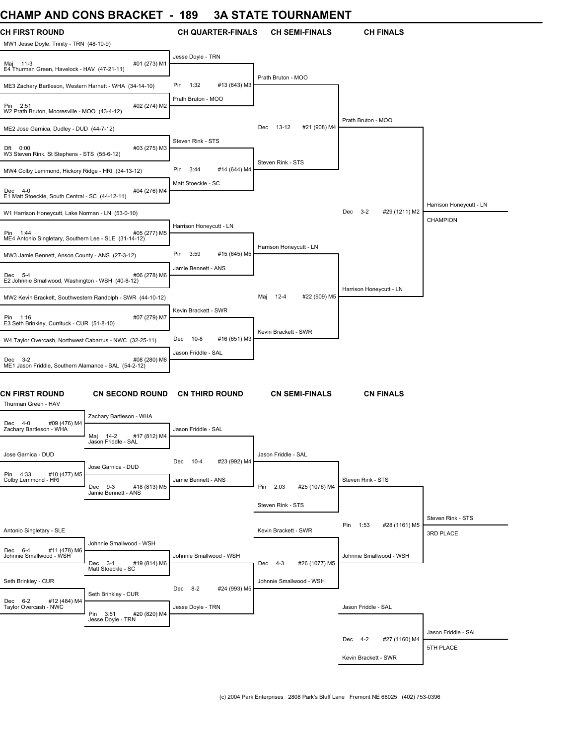# CHAMP AND CONS BRACKET - 189 3A STATE TOURNAMENT

## CH FIRST ROUND

MW1 Jesse Doyle, Trinity - TRN (48-10-9)
Maj 11-3 #01 (273) M1
E4 Thurman Green, Havelock - HAV (47-21-11)

ME3 Zachary Bartleson, Western Harnett - WHA (34-14-10)
Pin 2:51 #02 (274) M2
W2 Prath Bruton, Mooresville - MOO (43-4-12)

ME2 Jose Garnica, Dudley - DUD (44-7-12)
Dft 0:00 #03 (275) M3
W3 Steven Rink, St Stephens - STS (55-6-12)

MW4 Colby Lemmond, Hickory Ridge - HRI (34-13-12)
Dec 4-0 #04 (276) M4
E1 Matt Stoeckle, South Central - SC (44-12-11)

W1 Harrison Honeycutt, Lake Norman - LN (53-0-10)
Pin 1:44 #05 (277) M5
ME4 Antonio Singletary, Southern Lee - SLE (31-14-12)

MW3 Jamie Bennett, Anson County - ANS (27-3-12)
Dec 5-4 #06 (278) M6
E2 Johnnie Smallwood, Washington - WSH (40-8-12)

MW2 Kevin Brackett, Southwestern Randolph - SWR (44-10-12)
Pin 1:16 #07 (279) M7
E3 Seth Brinkley, Currituck - CUR (51-8-10)

W4 Taylor Overcash, Northwest Cabarrus - NWC (32-25-11)
Dec 3-2 #08 (280) M8
ME1 Jason Friddle, Southern Alamance - SAL (54-2-12)

## CH QUARTER-FINALS

Jesse Doyle - TRN
Pin 1:32 #13 (643) M3
Prath Bruton - MOO

Steven Rink - STS
Pin 3:44 #14 (644) M4
Matt Stoeckle - SC

Harrison Honeycutt - LN
Pin 3:59 #15 (645) M5
Jamie Bennett - ANS

Kevin Brackett - SWR
Dec 10-8 #16 (651) M3
Jason Friddle - SAL

## CH SEMI-FINALS

Prath Bruton - MOO
Dec 13-12 #21 (908) M4
Steven Rink - STS

Harrison Honeycutt - LN
Maj 12-4 #22 (909) M5
Kevin Brackett - SWR

## CH FINALS

Prath Bruton - MOO
Dec 3-2 #29 (1211) M2
Harrison Honeycutt - LN

Harrison Honeycutt - LN
CHAMPION

## CN FIRST ROUND

Thurman Green - HAV
Dec 4-0 #09 (476) M4
Zachary Bartleson - WHA

Jose Garnica - DUD
Pin 4:33 #10 (477) M5
Colby Lemmond - HRI

Antonio Singletary - SLE
Dec 6-4 #11 (478) M6
Johnnie Smallwood - WSH

Seth Brinkley - CUR
Dec 6-2 #12 (484) M4
Taylor Overcash - NWC

## CN SECOND ROUND

Zachary Bartleson - WHA
Maj 14-2 #17 (812) M4
Jason Friddle - SAL

Jose Garnica - DUD
Dec 9-3 #18 (813) M5
Jamie Bennett - ANS

Johnnie Smallwood - WSH
Dec 3-1 #19 (814) M6
Matt Stoeckle - SC

Seth Brinkley - CUR
Pin 3:51 #20 (820) M4
Jesse Doyle - TRN

## CN THIRD ROUND

Jason Friddle - SAL
Dec 10-4 #23 (992) M4
Jamie Bennett - ANS

Johnnie Smallwood - WSH
Dec 8-2 #24 (993) M5
Jesse Doyle - TRN

## CN SEMI-FINALS

Jason Friddle - SAL
Pin 2:03 #25 (1076) M4
Steven Rink - STS

Kevin Brackett - SWR
Dec 4-3 #26 (1077) M5
Johnnie Smallwood - WSH

## CN FINALS

Steven Rink - STS
Pin 1:53 #28 (1161) M5
Johnnie Smallwood - WSH

Steven Rink - STS
3RD PLACE

Jason Friddle - SAL
Dec 4-2 #27 (1160) M4
Kevin Brackett - SWR

Jason Friddle - SAL
5TH PLACE

(c) 2004 Park Enterprises 2808 Park's Bluff Lane Fremont NE 68025 (402) 753-0396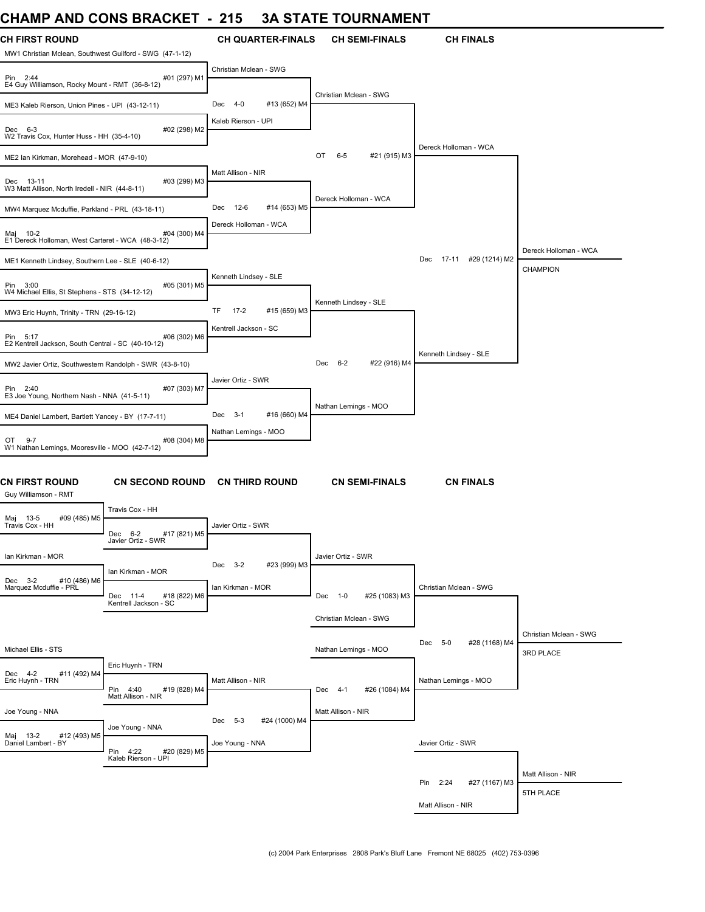# CHAMP AND CONS BRACKET - 215 3A STATE TOURNAMENT

## CH FIRST ROUND

MW1 Christian Mclean, Southwest Guilford - SWG (47-1-12)
Pin 2:44 #01 (297) M1
E4 Guy Williamson, Rocky Mount - RMT (36-8-12)

ME3 Kaleb Rierson, Union Pines - UPI (43-12-11)
Dec 6-3 #02 (298) M2
W2 Travis Cox, Hunter Huss - HH (35-4-10)

ME2 Ian Kirkman, Morehead - MOR (47-9-10)
Dec 13-11 #03 (299) M3
W3 Matt Allison, North Iredell - NIR (44-8-11)

MW4 Marquez Mcduffie, Parkland - PRL (43-18-11)
Maj 10-2 #04 (300) M4
E1 Dereck Holloman, West Carteret - WCA (48-3-12)

ME1 Kenneth Lindsey, Southern Lee - SLE (40-6-12)
Pin 3:00 #05 (301) M5
W4 Michael Ellis, St Stephens - STS (34-12-12)

MW3 Eric Huynh, Trinity - TRN (29-16-12)
Pin 5:17 #06 (302) M6
E2 Kentrell Jackson, South Central - SC (40-10-12)

MW2 Javier Ortiz, Southwestern Randolph - SWR (43-8-10)
Pin 2:40 #07 (303) M7
E3 Joe Young, Northern Nash - NNA (41-5-11)

ME4 Daniel Lambert, Bartlett Yancey - BY (17-7-11)
OT 9-7 #08 (304) M8
W1 Nathan Lemings, Mooresville - MOO (42-7-12)

## CH QUARTER-FINALS

Christian Mclean - SWG
Dec 4-0 #13 (652) M4
Kaleb Rierson - UPI

Matt Allison - NIR
Dec 12-6 #14 (653) M5
Dereck Holloman - WCA

Kenneth Lindsey - SLE
TF 17-2 #15 (659) M3
Kentrell Jackson - SC

Javier Ortiz - SWR
Dec 3-1 #16 (660) M4
Nathan Lemings - MOO

## CH SEMI-FINALS

Christian Mclean - SWG
OT 6-5 #21 (915) M3
Dereck Holloman - WCA

Kenneth Lindsey - SLE
Dec 6-2 #22 (916) M4
Nathan Lemings - MOO

## CH FINALS

Dereck Holloman - WCA
Dec 17-11 #29 (1214) M2
Kenneth Lindsey - SLE

Dereck Holloman - WCA
CHAMPION

## CN FIRST ROUND

Guy Williamson - RMT
Maj 13-5 #09 (485) M5
Travis Cox - HH

Ian Kirkman - MOR
Dec 3-2 #10 (486) M6
Marquez Mcduffie - PRL

Michael Ellis - STS
Dec 4-2 #11 (492) M4
Eric Huynh - TRN

Joe Young - NNA
Maj 13-2 #12 (493) M5
Daniel Lambert - BY

## CN SECOND ROUND

Travis Cox - HH
Dec 6-2 #17 (821) M5
Javier Ortiz - SWR

Ian Kirkman - MOR
Dec 11-4 #18 (822) M6
Kentrell Jackson - SC

Eric Huynh - TRN
Pin 4:40 #19 (828) M4
Matt Allison - NIR

Joe Young - NNA
Pin 4:22 #20 (829) M5
Kaleb Rierson - UPI

## CN THIRD ROUND

Javier Ortiz - SWR
Dec 3-2 #23 (999) M3
Ian Kirkman - MOR

Matt Allison - NIR
Dec 5-3 #24 (1000) M4
Joe Young - NNA

## CN SEMI-FINALS

Javier Ortiz - SWR
Dec 1-0 #25 (1083) M3
Christian Mclean - SWG

Nathan Lemings - MOO
Dec 4-1 #26 (1084) M4
Matt Allison - NIR

## CN FINALS

Christian Mclean - SWG
Dec 5-0 #28 (1168) M4
Nathan Lemings - MOO

Christian Mclean - SWG
3RD PLACE

Javier Ortiz - SWR
Pin 2:24 #27 (1167) M3
Matt Allison - NIR

Matt Allison - NIR
5TH PLACE

(c) 2004 Park Enterprises 2808 Park's Bluff Lane Fremont NE 68025 (402) 753-0396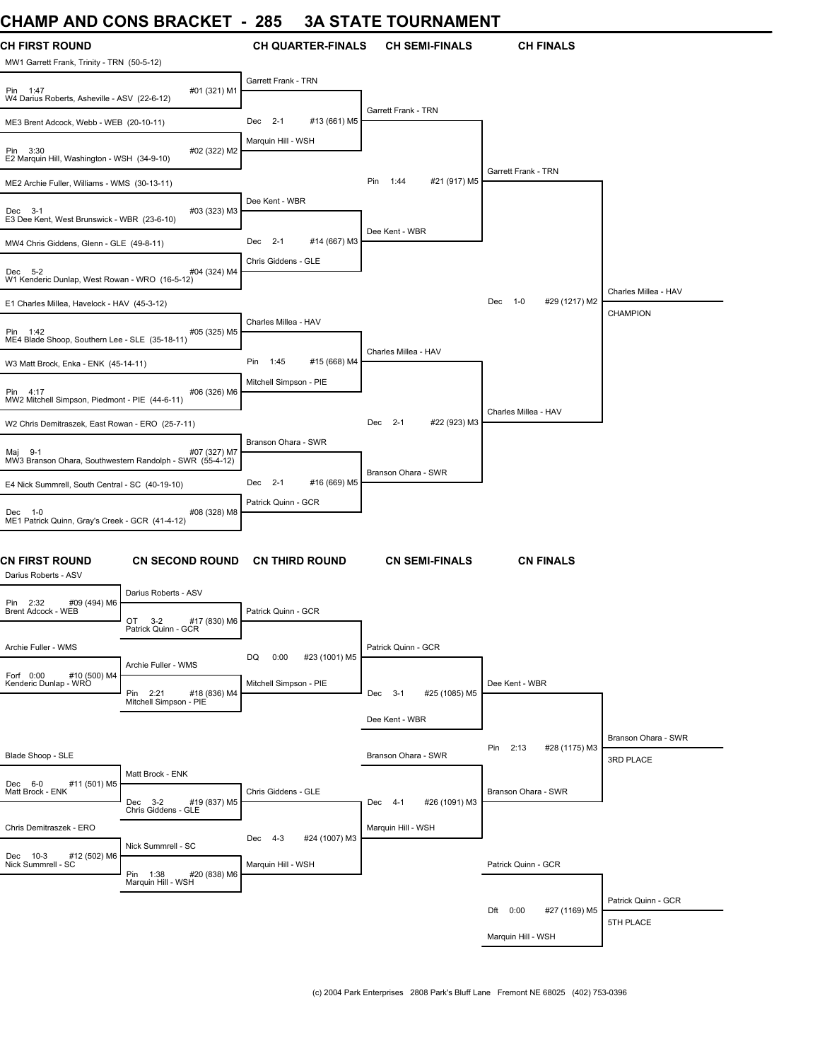# CHAMP AND CONS BRACKET - 285 3A STATE TOURNAMENT

## CH FIRST ROUND

MW1 Garrett Frank, Trinity - TRN (50-5-12)
Pin 1:47 #01 (321) M1
W4 Darius Roberts, Asheville - ASV (22-6-12)

ME3 Brent Adcock, Webb - WEB (20-10-11)
Pin 3:30 #02 (322) M2
E2 Marquin Hill, Washington - WSH (34-9-10)

ME2 Archie Fuller, Williams - WMS (30-13-11)
Dec 3-1 #03 (323) M3
E3 Dee Kent, West Brunswick - WBR (23-6-10)

MW4 Chris Giddens, Glenn - GLE (49-8-11)
Dec 5-2 #04 (324) M4
W1 Kenderic Dunlap, West Rowan - WRO (16-5-12)

E1 Charles Millea, Havelock - HAV (45-3-12)
Pin 1:42 #05 (325) M5
ME4 Blade Shoop, Southern Lee - SLE (35-18-11)

W3 Matt Brock, Enka - ENK (45-14-11)
Pin 4:17 #06 (326) M6
MW2 Mitchell Simpson, Piedmont - PIE (44-6-11)

W2 Chris Demitraszek, East Rowan - ERO (25-7-11)
Maj 9-1 #07 (327) M7
MW3 Branson Ohara, Southwestern Randolph - SWR (55-4-12)

E4 Nick Summrell, South Central - SC (40-19-10)
Dec 1-0 #08 (328) M8
ME1 Patrick Quinn, Gray's Creek - GCR (41-4-12)

## CH QUARTER-FINALS

Garrett Frank - TRN
Dec 2-1 #13 (661) M5
Marquin Hill - WSH

Dee Kent - WBR
Dec 2-1 #14 (667) M3
Chris Giddens - GLE

Charles Millea - HAV
Pin 1:45 #15 (668) M4
Mitchell Simpson - PIE

Branson Ohara - SWR
Dec 2-1 #16 (669) M5
Patrick Quinn - GCR

## CH SEMI-FINALS

Garrett Frank - TRN
Pin 1:44 #21 (917) M5
Dee Kent - WBR

Charles Millea - HAV
Dec 2-1 #22 (923) M3
Branson Ohara - SWR

## CH FINALS

Garrett Frank - TRN
Dec 1-0 #29 (1217) M2
Charles Millea - HAV

Charles Millea - HAV
CHAMPION

## CN FIRST ROUND

Darius Roberts - ASV
Pin 2:32 #09 (494) M6
Brent Adcock - WEB

Archie Fuller - WMS
Forf 0:00 #10 (500) M4
Kenderic Dunlap - WRO

Blade Shoop - SLE
Dec 6-0 #11 (501) M5
Matt Brock - ENK

Chris Demitraszek - ERO
Dec 10-3 #12 (502) M6
Nick Summrell - SC

## CN SECOND ROUND

Darius Roberts - ASV
OT 3-2 #17 (830) M6
Patrick Quinn - GCR

Archie Fuller - WMS
Pin 2:21 #18 (836) M4
Mitchell Simpson - PIE

Matt Brock - ENK
Dec 3-2 #19 (837) M5
Chris Giddens - GLE

Nick Summrell - SC
Pin 1:38 #20 (838) M6
Marquin Hill - WSH

## CN THIRD ROUND

Patrick Quinn - GCR
DQ 0:00 #23 (1001) M5
Mitchell Simpson - PIE

Chris Giddens - GLE
Dec 4-3 #24 (1007) M3
Marquin Hill - WSH

## CN SEMI-FINALS

Patrick Quinn - GCR
Dec 3-1 #25 (1085) M5
Dee Kent - WBR

Branson Ohara - SWR
Dec 4-1 #26 (1091) M3
Marquin Hill - WSH

## CN FINALS

Dee Kent - WBR
Pin 2:13 #28 (1175) M3
Branson Ohara - SWR

Branson Ohara - SWR
3RD PLACE

Patrick Quinn - GCR
Dft 0:00 #27 (1169) M5
Marquin Hill - WSH

Patrick Quinn - GCR
5TH PLACE

(c) 2004 Park Enterprises 2808 Park's Bluff Lane Fremont NE 68025 (402) 753-0396